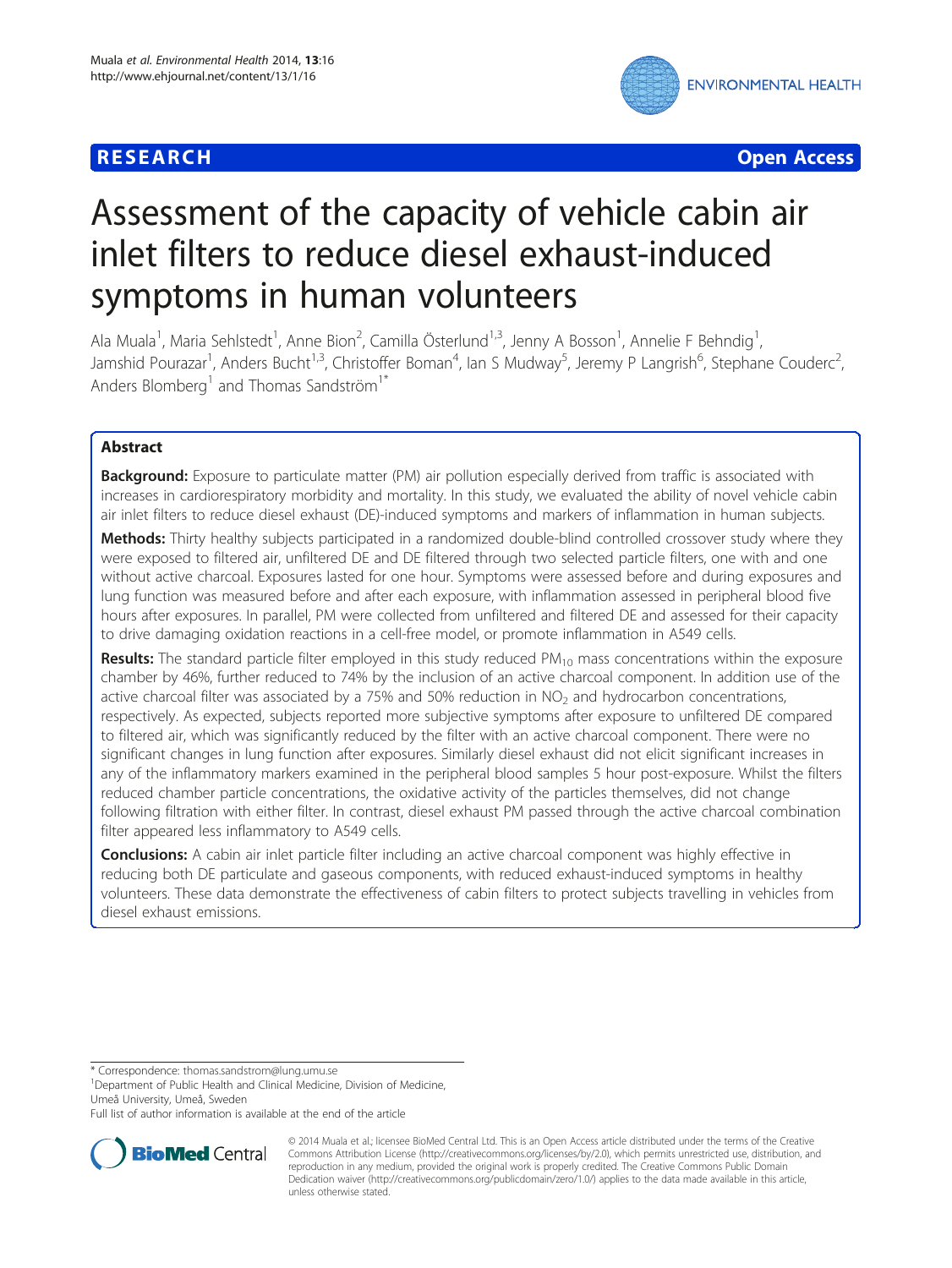RESEARCH Open Access

# Assessment of the capacity of vehicle cabin air inlet filters to reduce diesel exhaust-induced symptoms in human volunteers

Ala Muala[1], Maria Sehlstedt[1], Anne Bion[2], Camilla Österlund[1,3], Jenny A Bosson[1], Annelie F Behndig[1], Jamshid Pourazar[1], Anders Bucht[1,3], Christoffer Boman[4], Ian S Mudway[5], Jeremy P Langrish[6], Stephane Couderc[2], Anders Blomberg[1] and Thomas Sandström[1*]

## Abstract

**Background:** Exposure to particulate matter (PM) air pollution especially derived from traffic is associated with increases in cardiorespiratory morbidity and mortality. In this study, we evaluated the ability of novel vehicle cabin air inlet filters to reduce diesel exhaust (DE)-induced symptoms and markers of inflammation in human subjects.

**Methods:** Thirty healthy subjects participated in a randomized double-blind controlled crossover study where they were exposed to filtered air, unfiltered DE and DE filtered through two selected particle filters, one with and one without active charcoal. Exposures lasted for one hour. Symptoms were assessed before and during exposures and lung function was measured before and after each exposure, with inflammation assessed in peripheral blood five hours after exposures. In parallel, PM were collected from unfiltered and filtered DE and assessed for their capacity to drive damaging oxidation reactions in a cell-free model, or promote inflammation in A549 cells.

**Results:** The standard particle filter employed in this study reduced $PM_{10}$ mass concentrations within the exposure chamber by 46%, further reduced to 74% by the inclusion of an active charcoal component. In addition use of the active charcoal filter was associated by a 75% and 50% reduction in $NO_2$ and hydrocarbon concentrations, respectively. As expected, subjects reported more subjective symptoms after exposure to unfiltered DE compared to filtered air, which was significantly reduced by the filter with an active charcoal component. There were no significant changes in lung function after exposures. Similarly diesel exhaust did not elicit significant increases in any of the inflammatory markers examined in the peripheral blood samples 5 hour post-exposure. Whilst the filters reduced chamber particle concentrations, the oxidative activity of the particles themselves, did not change following filtration with either filter. In contrast, diesel exhaust PM passed through the active charcoal combination filter appeared less inflammatory to A549 cells.

**Conclusions:** A cabin air inlet particle filter including an active charcoal component was highly effective in reducing both DE particulate and gaseous components, with reduced exhaust-induced symptoms in healthy volunteers. These data demonstrate the effectiveness of cabin filters to protect subjects travelling in vehicles from diesel exhaust emissions.

\* Correspondence: thomas.sandstrom@lung.umu.se
[1]Department of Public Health and Clinical Medicine, Division of Medicine, Umeå University, Umeå, Sweden
Full list of author information is available at the end of the article

© 2014 Muala et al.; licensee BioMed Central Ltd. This is an Open Access article distributed under the terms of the Creative Commons Attribution License (http://creativecommons.org/licenses/by/2.0), which permits unrestricted use, distribution, and reproduction in any medium, provided the original work is properly credited. The Creative Commons Public Domain Dedication waiver (http://creativecommons.org/publicdomain/zero/1.0/) applies to the data made available in this article, unless otherwise stated.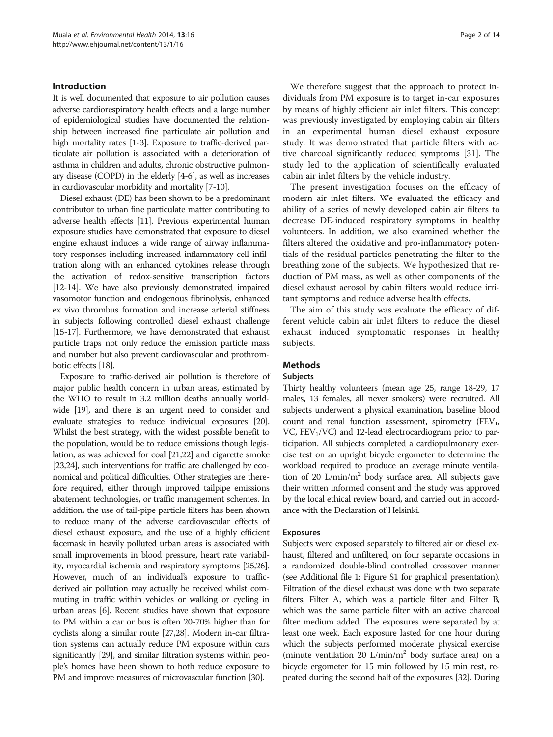## Introduction

It is well documented that exposure to air pollution causes adverse cardiorespiratory health effects and a large number of epidemiological studies have documented the relationship between increased fine particulate air pollution and high mortality rates [1-3]. Exposure to traffic-derived particulate air pollution is associated with a deterioration of asthma in children and adults, chronic obstructive pulmonary disease (COPD) in the elderly [4-6], as well as increases in cardiovascular morbidity and mortality [7-10].

Diesel exhaust (DE) has been shown to be a predominant contributor to urban fine particulate matter contributing to adverse health effects [11]. Previous experimental human exposure studies have demonstrated that exposure to diesel engine exhaust induces a wide range of airway inflammatory responses including increased inflammatory cell infiltration along with an enhanced cytokines release through the activation of redox-sensitive transcription factors [12-14]. We have also previously demonstrated impaired vasomotor function and endogenous fibrinolysis, enhanced ex vivo thrombus formation and increase arterial stiffness in subjects following controlled diesel exhaust challenge [15-17]. Furthermore, we have demonstrated that exhaust particle traps not only reduce the emission particle mass and number but also prevent cardiovascular and prothrombotic effects [18].

Exposure to traffic-derived air pollution is therefore of major public health concern in urban areas, estimated by the WHO to result in 3.2 million deaths annually worldwide [19], and there is an urgent need to consider and evaluate strategies to reduce individual exposures [20]. Whilst the best strategy, with the widest possible benefit to the population, would be to reduce emissions though legislation, as was achieved for coal [21,22] and cigarette smoke [23,24], such interventions for traffic are challenged by economical and political difficulties. Other strategies are therefore required, either through improved tailpipe emissions abatement technologies, or traffic management schemes. In addition, the use of tail-pipe particle filters has been shown to reduce many of the adverse cardiovascular effects of diesel exhaust exposure, and the use of a highly efficient facemask in heavily polluted urban areas is associated with small improvements in blood pressure, heart rate variability, myocardial ischemia and respiratory symptoms [25,26]. However, much of an individual's exposure to traffic-derived air pollution may actually be received whilst commuting in traffic within vehicles or walking or cycling in urban areas [6]. Recent studies have shown that exposure to PM within a car or bus is often 20-70% higher than for cyclists along a similar route [27,28]. Modern in-car filtration systems can actually reduce PM exposure within cars significantly [29], and similar filtration systems within people's homes have been shown to both reduce exposure to PM and improve measures of microvascular function [30].

We therefore suggest that the approach to protect individuals from PM exposure is to target in-car exposures by means of highly efficient air inlet filters. This concept was previously investigated by employing cabin air filters in an experimental human diesel exhaust exposure study. It was demonstrated that particle filters with active charcoal significantly reduced symptoms [31]. The study led to the application of scientifically evaluated cabin air inlet filters by the vehicle industry.

The present investigation focuses on the efficacy of modern air inlet filters. We evaluated the efficacy and ability of a series of newly developed cabin air filters to decrease DE-induced respiratory symptoms in healthy volunteers. In addition, we also examined whether the filters altered the oxidative and pro-inflammatory potentials of the residual particles penetrating the filter to the breathing zone of the subjects. We hypothesized that reduction of PM mass, as well as other components of the diesel exhaust aerosol by cabin filters would reduce irritant symptoms and reduce adverse health effects.

The aim of this study was evaluate the efficacy of different vehicle cabin air inlet filters to reduce the diesel exhaust induced symptomatic responses in healthy subjects.

## Methods

### Subjects

Thirty healthy volunteers (mean age 25, range 18-29, 17 males, 13 females, all never smokers) were recruited. All subjects underwent a physical examination, baseline blood count and renal function assessment, spirometry ($FEV_1$, VC, $FEV_1$/VC) and 12-lead electrocardiogram prior to participation. All subjects completed a cardiopulmonary exercise test on an upright bicycle ergometer to determine the workload required to produce an average minute ventilation of 20 L/min/$m^2$ body surface area. All subjects gave their written informed consent and the study was approved by the local ethical review board, and carried out in accordance with the Declaration of Helsinki.

### Exposures

Subjects were exposed separately to filtered air or diesel exhaust, filtered and unfiltered, on four separate occasions in a randomized double-blind controlled crossover manner (see Additional file 1: Figure S1 for graphical presentation). Filtration of the diesel exhaust was done with two separate filters; Filter A, which was a particle filter and Filter B, which was the same particle filter with an active charcoal filter medium added. The exposures were separated by at least one week. Each exposure lasted for one hour during which the subjects performed moderate physical exercise (minute ventilation 20 L/min/$m^2$ body surface area) on a bicycle ergometer for 15 min followed by 15 min rest, repeated during the second half of the exposures [32]. During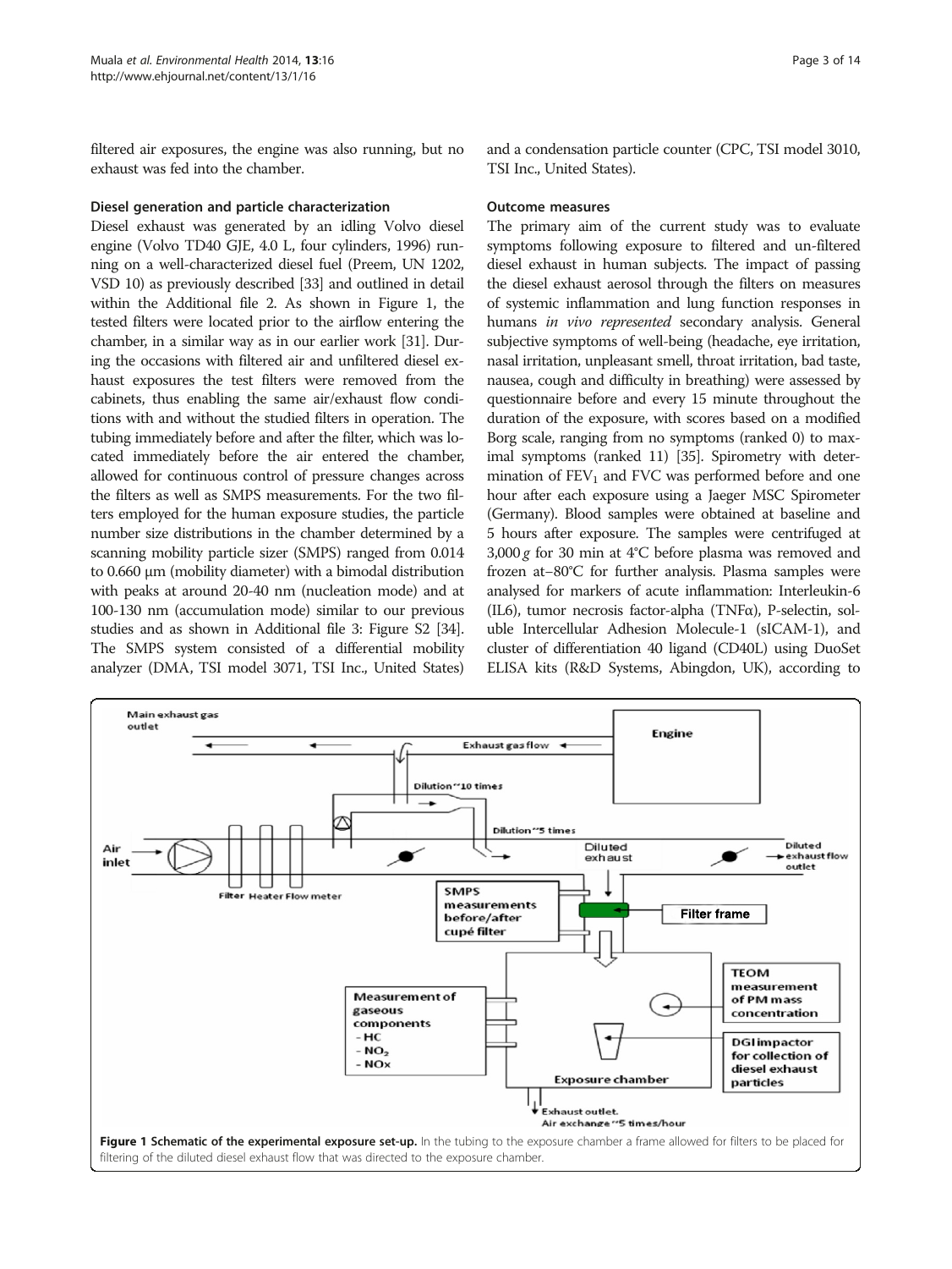filtered air exposures, the engine was also running, but no exhaust was fed into the chamber.

### Diesel generation and particle characterization

Diesel exhaust was generated by an idling Volvo diesel engine (Volvo TD40 GJE, 4.0 L, four cylinders, 1996) running on a well-characterized diesel fuel (Preem, UN 1202, VSD 10) as previously described [33] and outlined in detail within the Additional file 2. As shown in Figure 1, the tested filters were located prior to the airflow entering the chamber, in a similar way as in our earlier work [31]. During the occasions with filtered air and unfiltered diesel exhaust exposures the test filters were removed from the cabinets, thus enabling the same air/exhaust flow conditions with and without the studied filters in operation. The tubing immediately before and after the filter, which was located immediately before the air entered the chamber, allowed for continuous control of pressure changes across the filters as well as SMPS measurements. For the two filters employed for the human exposure studies, the particle number size distributions in the chamber determined by a scanning mobility particle sizer (SMPS) ranged from 0.014 to 0.660 μm (mobility diameter) with a bimodal distribution with peaks at around 20-40 nm (nucleation mode) and at 100-130 nm (accumulation mode) similar to our previous studies and as shown in Additional file 3: Figure S2 [34]. The SMPS system consisted of a differential mobility analyzer (DMA, TSI model 3071, TSI Inc., United States) and a condensation particle counter (CPC, TSI model 3010, TSI Inc., United States).

### Outcome measures

The primary aim of the current study was to evaluate symptoms following exposure to filtered and un-filtered diesel exhaust in human subjects. The impact of passing the diesel exhaust aerosol through the filters on measures of systemic inflammation and lung function responses in humans *in vivo represented* secondary analysis. General subjective symptoms of well-being (headache, eye irritation, nasal irritation, unpleasant smell, throat irritation, bad taste, nausea, cough and difficulty in breathing) were assessed by questionnaire before and every 15 minute throughout the duration of the exposure, with scores based on a modified Borg scale, ranging from no symptoms (ranked 0) to maximal symptoms (ranked 11) [35]. Spirometry with determination of $FEV_1$ and FVC was performed before and one hour after each exposure using a Jaeger MSC Spirometer (Germany). Blood samples were obtained at baseline and 5 hours after exposure. The samples were centrifuged at 3,000 *g* for 30 min at 4°C before plasma was removed and frozen at−80°C for further analysis. Plasma samples were analysed for markers of acute inflammation: Interleukin-6 (IL6), tumor necrosis factor-alpha (TNFα), P-selectin, soluble Intercellular Adhesion Molecule-1 (sICAM-1), and cluster of differentiation 40 ligand (CD40L) using DuoSet ELISA kits (R&D Systems, Abingdon, UK), according to

**Figure 1 Schematic of the experimental exposure set-up.** In the tubing to the exposure chamber a frame allowed for filters to be placed for filtering of the diluted diesel exhaust flow that was directed to the exposure chamber.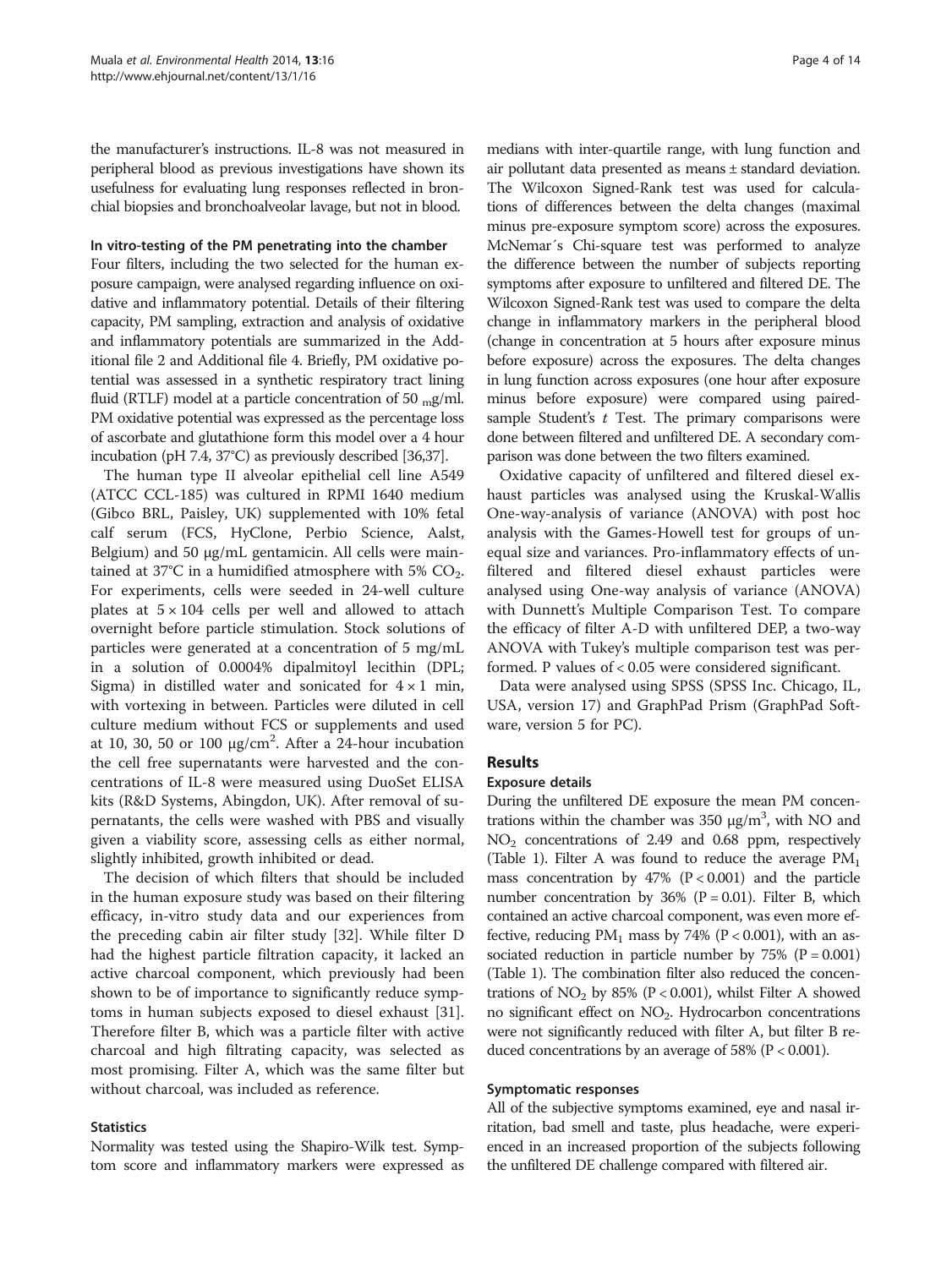the manufacturer's instructions. IL-8 was not measured in peripheral blood as previous investigations have shown its usefulness for evaluating lung responses reflected in bronchial biopsies and bronchoalveolar lavage, but not in blood.

#### In vitro-testing of the PM penetrating into the chamber

Four filters, including the two selected for the human exposure campaign, were analysed regarding influence on oxidative and inflammatory potential. Details of their filtering capacity, PM sampling, extraction and analysis of oxidative and inflammatory potentials are summarized in the Additional file 2 and Additional file 4. Briefly, PM oxidative potential was assessed in a synthetic respiratory tract lining fluid (RTLF) model at a particle concentration of 50 $_{m}$g/ml. PM oxidative potential was expressed as the percentage loss of ascorbate and glutathione form this model over a 4 hour incubation (pH 7.4, 37°C) as previously described [36,37].

The human type II alveolar epithelial cell line A549 (ATCC CCL-185) was cultured in RPMI 1640 medium (Gibco BRL, Paisley, UK) supplemented with 10% fetal calf serum (FCS, HyClone, Perbio Science, Aalst, Belgium) and 50 μg/mL gentamicin. All cells were maintained at 37°C in a humidified atmosphere with 5% $CO_2$. For experiments, cells were seeded in 24-well culture plates at 5 × 104 cells per well and allowed to attach overnight before particle stimulation. Stock solutions of particles were generated at a concentration of 5 mg/mL in a solution of 0.0004% dipalmitoyl lecithin (DPL; Sigma) in distilled water and sonicated for 4 × 1 min, with vortexing in between. Particles were diluted in cell culture medium without FCS or supplements and used at 10, 30, 50 or 100 μg/cm$^2$. After a 24-hour incubation the cell free supernatants were harvested and the concentrations of IL-8 were measured using DuoSet ELISA kits (R&D Systems, Abingdon, UK). After removal of supernatants, the cells were washed with PBS and visually given a viability score, assessing cells as either normal, slightly inhibited, growth inhibited or dead.

The decision of which filters that should be included in the human exposure study was based on their filtering efficacy, in-vitro study data and our experiences from the preceding cabin air filter study [32]. While filter D had the highest particle filtration capacity, it lacked an active charcoal component, which previously had been shown to be of importance to significantly reduce symptoms in human subjects exposed to diesel exhaust [31]. Therefore filter B, which was a particle filter with active charcoal and high filtrating capacity, was selected as most promising. Filter A, which was the same filter but without charcoal, was included as reference.

#### Statistics

Normality was tested using the Shapiro-Wilk test. Symptom score and inflammatory markers were expressed as medians with inter-quartile range, with lung function and air pollutant data presented as means ± standard deviation. The Wilcoxon Signed-Rank test was used for calculations of differences between the delta changes (maximal minus pre-exposure symptom score) across the exposures. McNemar´s Chi-square test was performed to analyze the difference between the number of subjects reporting symptoms after exposure to unfiltered and filtered DE. The Wilcoxon Signed-Rank test was used to compare the delta change in inflammatory markers in the peripheral blood (change in concentration at 5 hours after exposure minus before exposure) across the exposures. The delta changes in lung function across exposures (one hour after exposure minus before exposure) were compared using paired-sample Student's *t* Test. The primary comparisons were done between filtered and unfiltered DE. A secondary comparison was done between the two filters examined.

Oxidative capacity of unfiltered and filtered diesel exhaust particles was analysed using the Kruskal-Wallis One-way-analysis of variance (ANOVA) with post hoc analysis with the Games-Howell test for groups of unequal size and variances. Pro-inflammatory effects of unfiltered and filtered diesel exhaust particles were analysed using One-way analysis of variance (ANOVA) with Dunnett's Multiple Comparison Test. To compare the efficacy of filter A-D with unfiltered DEP, a two-way ANOVA with Tukey's multiple comparison test was performed. P values of < 0.05 were considered significant.

Data were analysed using SPSS (SPSS Inc. Chicago, IL, USA, version 17) and GraphPad Prism (GraphPad Software, version 5 for PC).

## Results

#### Exposure details

During the unfiltered DE exposure the mean PM concentrations within the chamber was 350 μg/m$^3$, with NO and $NO_2$ concentrations of 2.49 and 0.68 ppm, respectively (Table 1). Filter A was found to reduce the average $PM_1$ mass concentration by 47% ($P < 0.001$) and the particle number concentration by 36% ($P = 0.01$). Filter B, which contained an active charcoal component, was even more effective, reducing $PM_1$ mass by 74% ($P < 0.001$), with an associated reduction in particle number by 75% ($P = 0.001$) (Table 1). The combination filter also reduced the concentrations of $NO_2$ by 85% ($P < 0.001$), whilst Filter A showed no significant effect on $NO_2$. Hydrocarbon concentrations were not significantly reduced with filter A, but filter B reduced concentrations by an average of 58% ($P < 0.001$).

#### Symptomatic responses

All of the subjective symptoms examined, eye and nasal irritation, bad smell and taste, plus headache, were experienced in an increased proportion of the subjects following the unfiltered DE challenge compared with filtered air.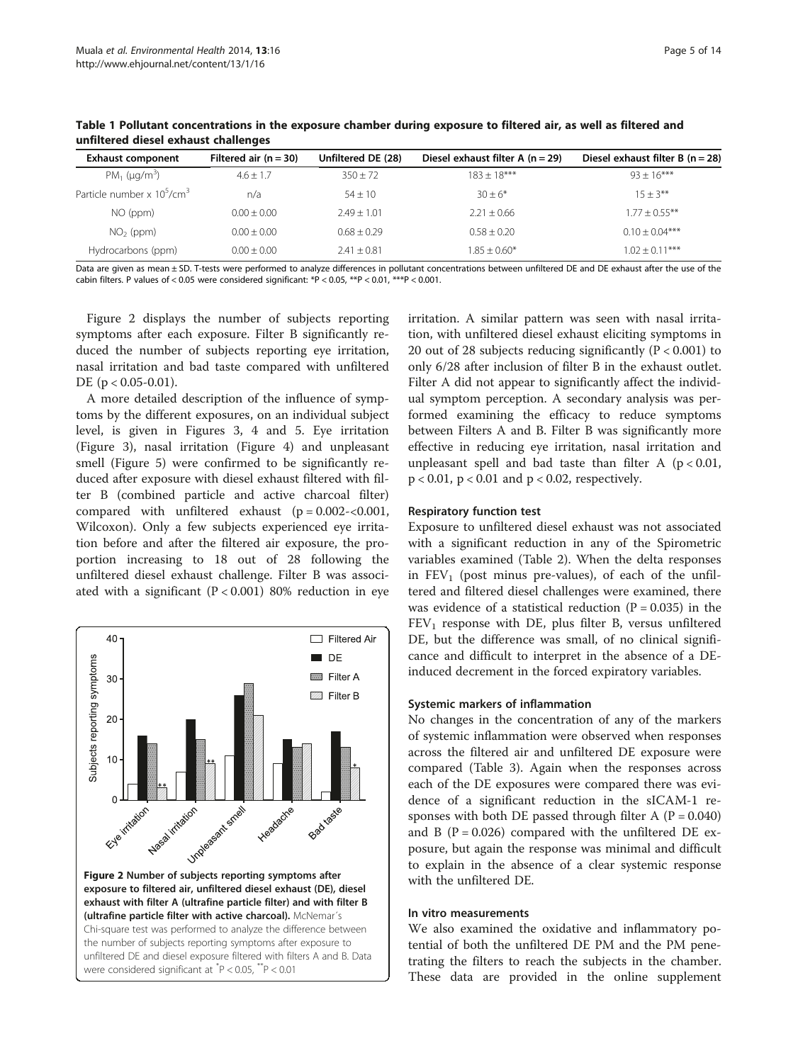**Table 1 Pollutant concentrations in the exposure chamber during exposure to filtered air, as well as filtered and unfiltered diesel exhaust challenges**

| Exhaust component | Filtered air (n = 30) | Unfiltered DE (28) | Diesel exhaust filter A (n = 29) | Diesel exhaust filter B (n = 28) |
|---|---|---|---|---|
| $PM_1$ (μg/m$^3$) | 4.6 ± 1.7 | 350 ± 72 | 183 ± 18*** | 93 ± 16*** |
| Particle number x $10^5$/cm$^3$ | n/a | 54 ± 10 | 30 ± 6* | 15 ± 3** |
| NO (ppm) | 0.00 ± 0.00 | 2.49 ± 1.01 | 2.21 ± 0.66 | 1.77 ± 0.55** |
| $NO_2$ (ppm) | 0.00 ± 0.00 | 0.68 ± 0.29 | 0.58 ± 0.20 | 0.10 ± 0.04*** |
| Hydrocarbons (ppm) | 0.00 ± 0.00 | 2.41 ± 0.81 | 1.85 ± 0.60* | 1.02 ± 0.11*** |

Data are given as mean ± SD. T-tests were performed to analyze differences in pollutant concentrations between unfiltered DE and DE exhaust after the use of the cabin filters. P values of < 0.05 were considered significant: *P < 0.05, **P < 0.01, ***P < 0.001.

Figure 2 displays the number of subjects reporting symptoms after each exposure. Filter B significantly reduced the number of subjects reporting eye irritation, nasal irritation and bad taste compared with unfiltered DE (p < 0.05-0.01).

A more detailed description of the influence of symptoms by the different exposures, on an individual subject level, is given in Figures 3, 4 and 5. Eye irritation (Figure 3), nasal irritation (Figure 4) and unpleasant smell (Figure 5) were confirmed to be significantly reduced after exposure with diesel exhaust filtered with filter B (combined particle and active charcoal filter) compared with unfiltered exhaust (p = 0.002-<0.001, Wilcoxon). Only a few subjects experienced eye irritation before and after the filtered air exposure, the proportion increasing to 18 out of 28 following the unfiltered diesel exhaust challenge. Filter B was associated with a significant (P < 0.001) 80% reduction in eye irritation. A similar pattern was seen with nasal irritation, with unfiltered diesel exhaust eliciting symptoms in 20 out of 28 subjects reducing significantly (P < 0.001) to only 6/28 after inclusion of filter B in the exhaust outlet. Filter A did not appear to significantly affect the individual symptom perception. A secondary analysis was performed examining the efficacy to reduce symptoms between Filters A and B. Filter B was significantly more effective in reducing eye irritation, nasal irritation and unpleasant spell and bad taste than filter A (p < 0.01, p < 0.01, p < 0.01 and p < 0.02, respectively.

**Figure 2 Number of subjects reporting symptoms after exposure to filtered air, unfiltered diesel exhaust (DE), diesel exhaust with filter A (ultrafine particle filter) and with filter B (ultrafine particle filter with active charcoal).** McNemar´s Chi-square test was performed to analyze the difference between the number of subjects reporting symptoms after exposure to unfiltered DE and diesel exposure filtered with filters A and B. Data were considered significant at *P < 0.05, **P < 0.01

### Respiratory function test

Exposure to unfiltered diesel exhaust was not associated with a significant reduction in any of the Spirometric variables examined (Table 2). When the delta responses in $FEV_1$ (post minus pre-values), of each of the unfiltered and filtered diesel challenges were examined, there was evidence of a statistical reduction (P = 0.035) in the $FEV_1$ response with DE, plus filter B, versus unfiltered DE, but the difference was small, of no clinical significance and difficult to interpret in the absence of a DE-induced decrement in the forced expiratory variables.

### Systemic markers of inflammation

No changes in the concentration of any of the markers of systemic inflammation were observed when responses across the filtered air and unfiltered DE exposure were compared (Table 3). Again when the responses across each of the DE exposures were compared there was evidence of a significant reduction in the sICAM-1 responses with both DE passed through filter A (P = 0.040) and B (P = 0.026) compared with the unfiltered DE exposure, but again the response was minimal and difficult to explain in the absence of a clear systemic response with the unfiltered DE.

### In vitro measurements

We also examined the oxidative and inflammatory potential of both the unfiltered DE PM and the PM penetrating the filters to reach the subjects in the chamber. These data are provided in the online supplement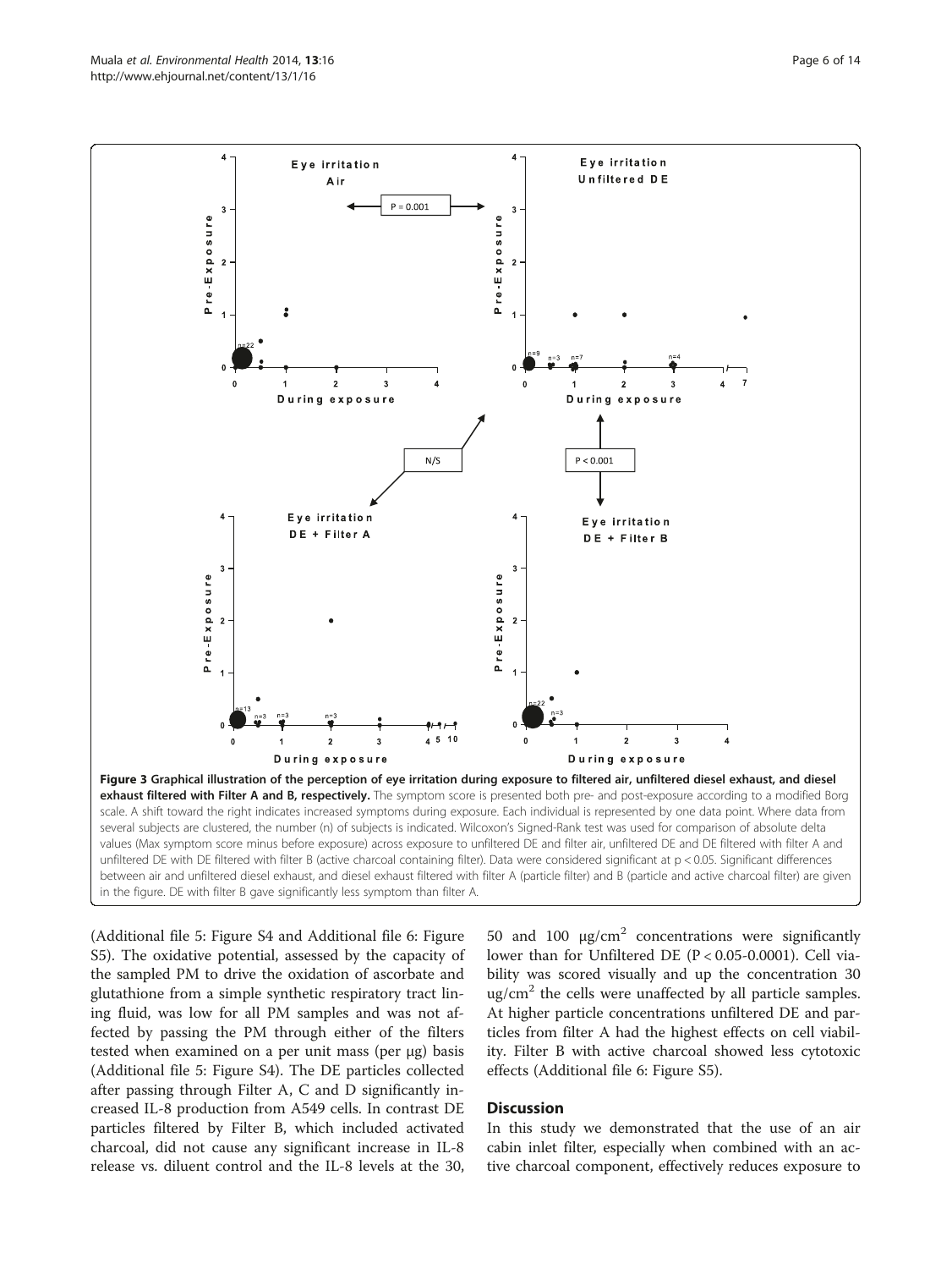**Figure 3 Graphical illustration of the perception of eye irritation during exposure to filtered air, unfiltered diesel exhaust, and diesel exhaust filtered with Filter A and B, respectively.** The symptom score is presented both pre- and post-exposure according to a modified Borg scale. A shift toward the right indicates increased symptoms during exposure. Each individual is represented by one data point. Where data from several subjects are clustered, the number (n) of subjects is indicated. Wilcoxon's Signed-Rank test was used for comparison of absolute delta values (Max symptom score minus before exposure) across exposure to unfiltered DE and filter air, unfiltered DE and DE filtered with filter A and unfiltered DE with DE filtered with filter B (active charcoal containing filter). Data were considered significant at p < 0.05. Significant differences between air and unfiltered diesel exhaust, and diesel exhaust filtered with filter A (particle filter) and B (particle and active charcoal filter) are given in the figure. DE with filter B gave significantly less symptom than filter A.

(Additional file 5: Figure S4 and Additional file 6: Figure S5). The oxidative potential, assessed by the capacity of the sampled PM to drive the oxidation of ascorbate and glutathione from a simple synthetic respiratory tract lining fluid, was low for all PM samples and was not affected by passing the PM through either of the filters tested when examined on a per unit mass (per μg) basis (Additional file 5: Figure S4). The DE particles collected after passing through Filter A, C and D significantly increased IL-8 production from A549 cells. In contrast DE particles filtered by Filter B, which included activated charcoal, did not cause any significant increase in IL-8 release vs. diluent control and the IL-8 levels at the 30, 50 and 100 μg/cm$^2$ concentrations were significantly lower than for Unfiltered DE (P < 0.05-0.0001). Cell viability was scored visually and up the concentration 30 ug/cm$^2$ the cells were unaffected by all particle samples. At higher particle concentrations unfiltered DE and particles from filter A had the highest effects on cell viability. Filter B with active charcoal showed less cytotoxic effects (Additional file 6: Figure S5).

## Discussion

In this study we demonstrated that the use of an air cabin inlet filter, especially when combined with an active charcoal component, effectively reduces exposure to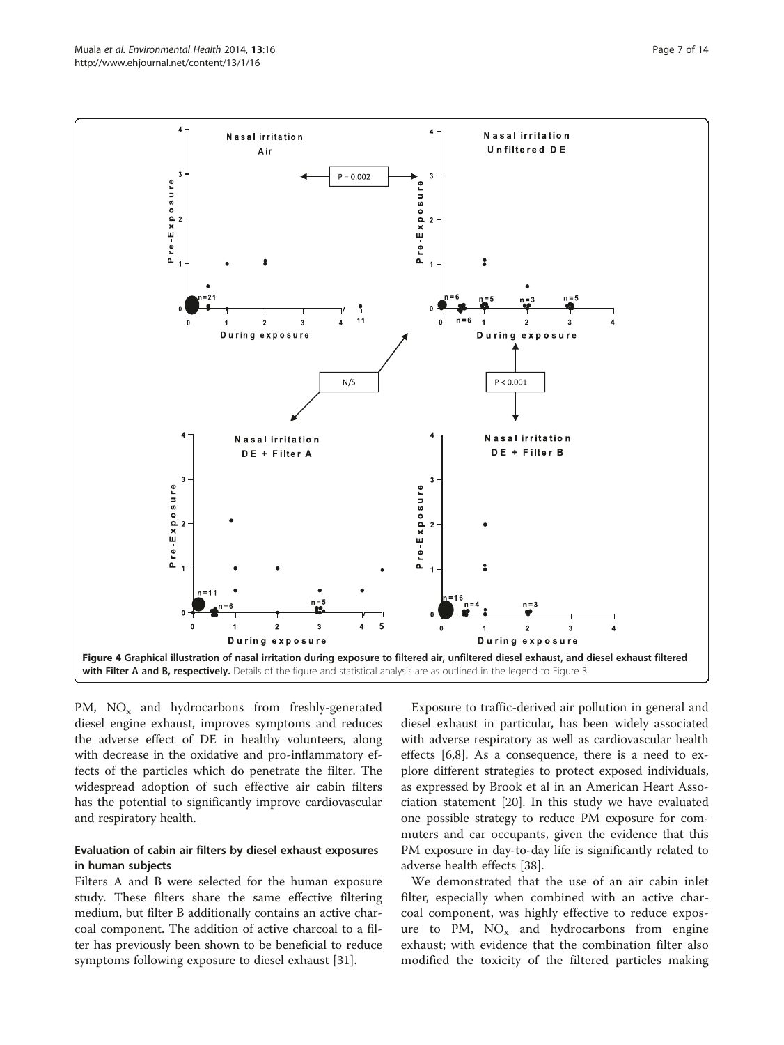**Figure 4 Graphical illustration of nasal irritation during exposure to filtered air, unfiltered diesel exhaust, and diesel exhaust filtered with Filter A and B, respectively.** Details of the figure and statistical analysis are as outlined in the legend to Figure 3.

PM, $NO_x$ and hydrocarbons from freshly-generated diesel engine exhaust, improves symptoms and reduces the adverse effect of DE in healthy volunteers, along with decrease in the oxidative and pro-inflammatory effects of the particles which do penetrate the filter. The widespread adoption of such effective air cabin filters has the potential to significantly improve cardiovascular and respiratory health.

## Evaluation of cabin air filters by diesel exhaust exposures in human subjects

Filters A and B were selected for the human exposure study. These filters share the same effective filtering medium, but filter B additionally contains an active charcoal component. The addition of active charcoal to a filter has previously been shown to be beneficial to reduce symptoms following exposure to diesel exhaust [31].

Exposure to traffic-derived air pollution in general and diesel exhaust in particular, has been widely associated with adverse respiratory as well as cardiovascular health effects [6,8]. As a consequence, there is a need to explore different strategies to protect exposed individuals, as expressed by Brook et al in an American Heart Association statement [20]. In this study we have evaluated one possible strategy to reduce PM exposure for commuters and car occupants, given the evidence that this PM exposure in day-to-day life is significantly related to adverse health effects [38].

We demonstrated that the use of an air cabin inlet filter, especially when combined with an active charcoal component, was highly effective to reduce exposure to PM, $NO_x$ and hydrocarbons from engine exhaust; with evidence that the combination filter also modified the toxicity of the filtered particles making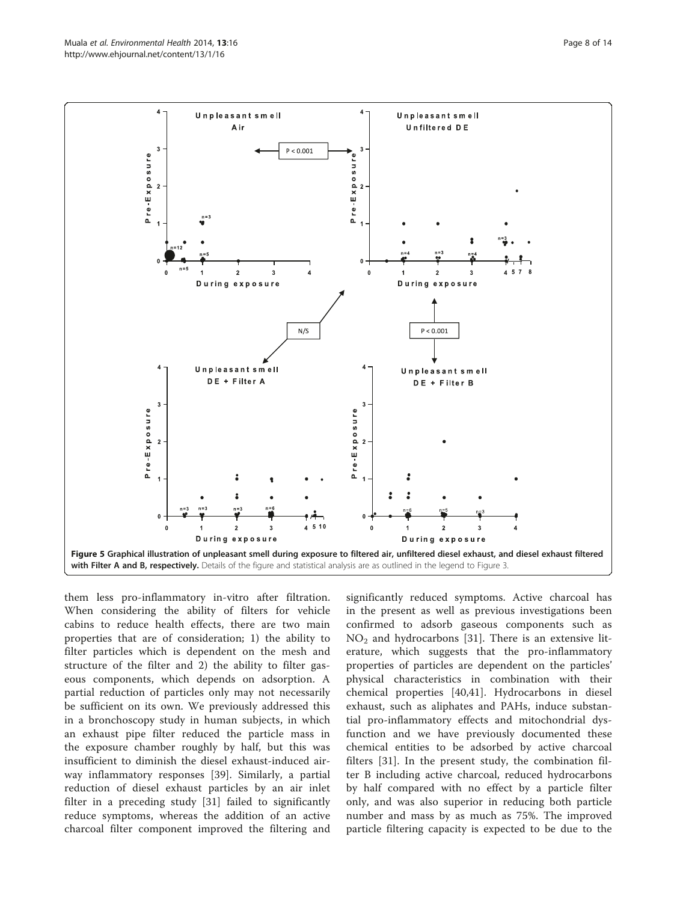**Figure 5 Graphical illustration of unpleasant smell during exposure to filtered air, unfiltered diesel exhaust, and diesel exhaust filtered with Filter A and B, respectively.** Details of the figure and statistical analysis are as outlined in the legend to Figure 3.

them less pro-inflammatory in-vitro after filtration. When considering the ability of filters for vehicle cabins to reduce health effects, there are two main properties that are of consideration; 1) the ability to filter particles which is dependent on the mesh and structure of the filter and 2) the ability to filter gaseous components, which depends on adsorption. A partial reduction of particles only may not necessarily be sufficient on its own. We previously addressed this in a bronchoscopy study in human subjects, in which an exhaust pipe filter reduced the particle mass in the exposure chamber roughly by half, but this was insufficient to diminish the diesel exhaust-induced airway inflammatory responses [39]. Similarly, a partial reduction of diesel exhaust particles by an air inlet filter in a preceding study [31] failed to significantly reduce symptoms, whereas the addition of an active charcoal filter component improved the filtering and significantly reduced symptoms. Active charcoal has in the present as well as previous investigations been confirmed to adsorb gaseous components such as $NO_2$ and hydrocarbons [31]. There is an extensive literature, which suggests that the pro-inflammatory properties of particles are dependent on the particles' physical characteristics in combination with their chemical properties [40,41]. Hydrocarbons in diesel exhaust, such as aliphates and PAHs, induce substantial pro-inflammatory effects and mitochondrial dysfunction and we have previously documented these chemical entities to be adsorbed by active charcoal filters [31]. In the present study, the combination filter B including active charcoal, reduced hydrocarbons by half compared with no effect by a particle filter only, and was also superior in reducing both particle number and mass by as much as 75%. The improved particle filtering capacity is expected to be due to the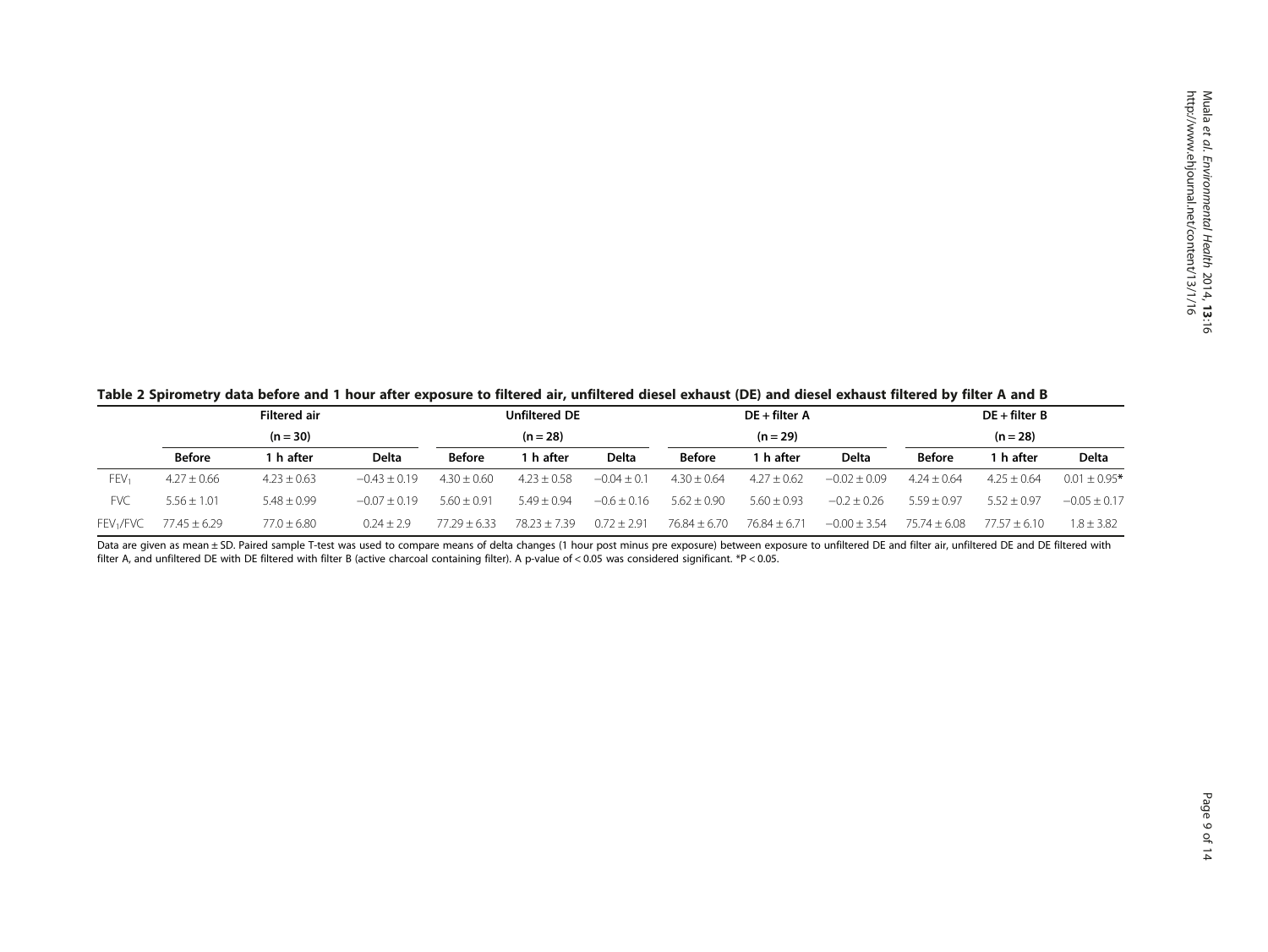**Table 2 Spirometry data before and 1 hour after exposure to filtered air, unfiltered diesel exhaust (DE) and diesel exhaust filtered by filter A and B**

| | Filtered air (n = 30) | | | Unfiltered DE (n = 28) | | | DE + filter A (n = 29) | | | DE + filter B (n = 28) | | |
|---|---|---|---|---|---|---|---|---|---|---|---|---|
| | Before | 1 h after | Delta | Before | 1 h after | Delta | Before | 1 h after | Delta | Before | 1 h after | Delta |
| $FEV_1$ | 4.27 ± 0.66 | 4.23 ± 0.63 | −0.43 ± 0.19 | 4.30 ± 0.60 | 4.23 ± 0.58 | −0.04 ± 0.1 | 4.30 ± 0.64 | 4.27 ± 0.62 | −0.02 ± 0.09 | 4.24 ± 0.64 | 4.25 ± 0.64 | 0.01 ± 0.95* |
| FVC | 5.56 ± 1.01 | 5.48 ± 0.99 | −0.07 ± 0.19 | 5.60 ± 0.91 | 5.49 ± 0.94 | −0.6 ± 0.16 | 5.62 ± 0.90 | 5.60 ± 0.93 | −0.2 ± 0.26 | 5.59 ± 0.97 | 5.52 ± 0.97 | −0.05 ± 0.17 |
| $FEV_1$/FVC | 77.45 ± 6.29 | 77.0 ± 6.80 | 0.24 ± 2.9 | 77.29 ± 6.33 | 78.23 ± 7.39 | 0.72 ± 2.91 | 76.84 ± 6.70 | 76.84 ± 6.71 | −0.00 ± 3.54 | 75.74 ± 6.08 | 77.57 ± 6.10 | 1.8 ± 3.82 |

Data are given as mean ± SD. Paired sample T-test was used to compare means of delta changes (1 hour post minus pre exposure) between exposure to unfiltered DE and filter air, unfiltered DE and DE filtered with filter A, and unfiltered DE with DE filtered with filter B (active charcoal containing filter). A p-value of < 0.05 was considered significant. *P < 0.05.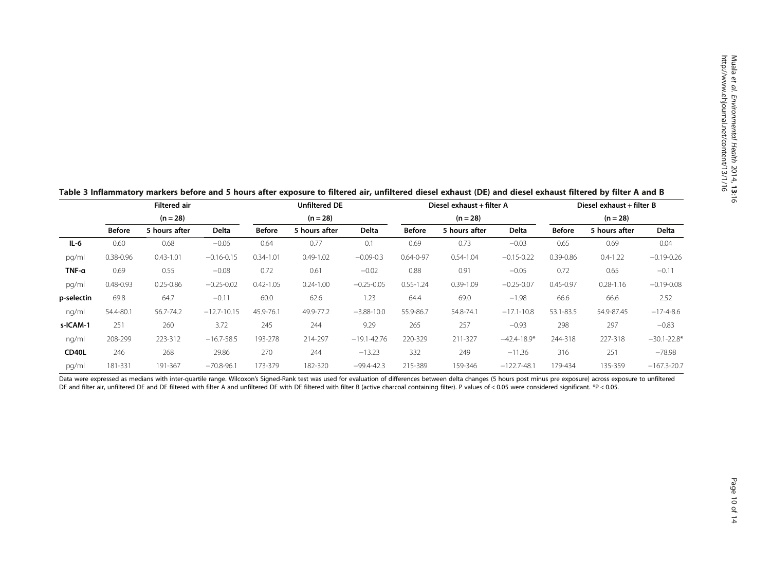**Table 3 Inflammatory markers before and 5 hours after exposure to filtered air, unfiltered diesel exhaust (DE) and diesel exhaust filtered by filter A and B**

| | Filtered air (n = 28) | | | Unfiltered DE (n = 28) | | | Diesel exhaust + filter A (n = 28) | | | Diesel exhaust + filter B (n = 28) | | |
|---|---|---|---|---|---|---|---|---|---|---|---|---|
| | **Before** | **5 hours after** | **Delta** | **Before** | **5 hours after** | **Delta** | **Before** | **5 hours after** | **Delta** | **Before** | **5 hours after** | **Delta** |
| **IL-6** | 0.60 | 0.68 | −0.06 | 0.64 | 0.77 | 0.1 | 0.69 | 0.73 | −0.03 | 0.65 | 0.69 | 0.04 |
| pg/ml | 0.38-0.96 | 0.43-1.01 | −0.16-0.15 | 0.34-1.01 | 0.49-1.02 | −0.09-0.3 | 0.64-0-97 | 0.54-1.04 | −0.15-0.22 | 0.39-0.86 | 0.4-1.22 | −0.19-0.26 |
| **TNF-α** | 0.69 | 0.55 | −0.08 | 0.72 | 0.61 | −0.02 | 0.88 | 0.91 | −0.05 | 0.72 | 0.65 | −0.11 |
| pg/ml | 0.48-0.93 | 0.25-0.86 | −0.25-0.02 | 0.42-1.05 | 0.24-1.00 | −0.25-0.05 | 0.55-1.24 | 0.39-1.09 | −0.25-0.07 | 0.45-0.97 | 0.28-1.16 | −0.19-0.08 |
| **p-selectin** | 69.8 | 64.7 | −0.11 | 60.0 | 62.6 | 1.23 | 64.4 | 69.0 | −1.98 | 66.6 | 66.6 | 2.52 |
| ng/ml | 54.4-80.1 | 56.7-74.2 | −12.7-10.15 | 45.9-76.1 | 49.9-77.2 | −3.88-10.0 | 55.9-86.7 | 54.8-74.1 | −17.1-10.8 | 53.1-83.5 | 54.9-87.45 | −17-4-8.6 |
| **s-ICAM-1** | 251 | 260 | 3.72 | 245 | 244 | 9.29 | 265 | 257 | −0.93 | 298 | 297 | −0.83 |
| ng/ml | 208-299 | 223-312 | −16.7-58.5 | 193-278 | 214-297 | −19.1-42.76 | 220-329 | 211-327 | −42.4-18.9* | 244-318 | 227-318 | −30.1-22.8* |
| **CD40L** | 246 | 268 | 29.86 | 270 | 244 | −13.23 | 332 | 249 | −11.36 | 316 | 251 | −78.98 |
| pg/ml | 181-331 | 191-367 | −70.8-96.1 | 173-379 | 182-320 | −99.4-42.3 | 215-389 | 159-346 | −122.7-48.1 | 179-434 | 135-359 | −167.3-20.7 |

Data were expressed as medians with inter-quartile range. Wilcoxon's Signed-Rank test was used for evaluation of differences between delta changes (5 hours post minus pre exposure) across exposure to unfiltered DE and filter air, unfiltered DE and DE filtered with filter A and unfiltered DE with DE filtered with filter B (active charcoal containing filter). P values of < 0.05 were considered significant. *P < 0.05.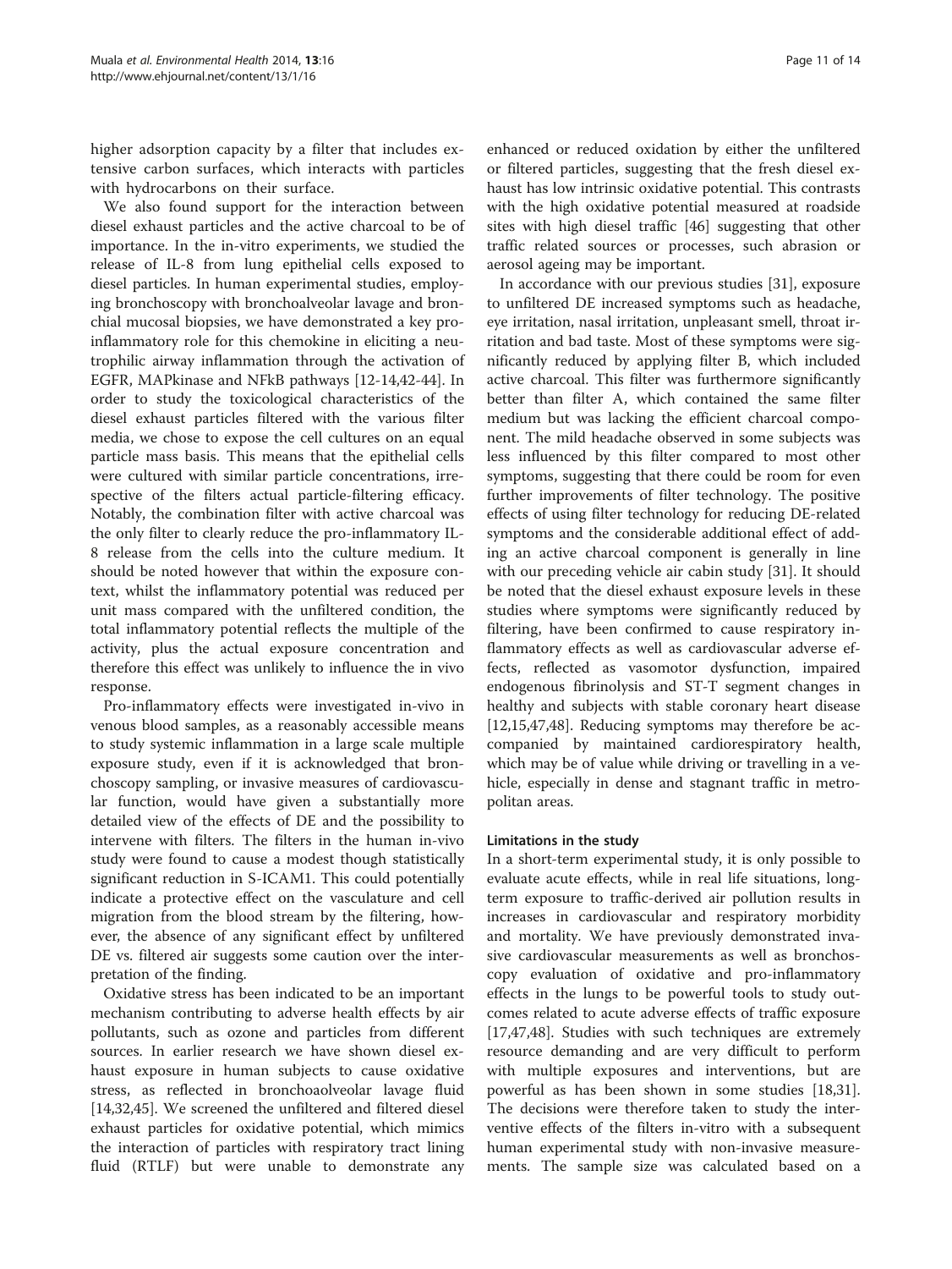higher adsorption capacity by a filter that includes extensive carbon surfaces, which interacts with particles with hydrocarbons on their surface.

We also found support for the interaction between diesel exhaust particles and the active charcoal to be of importance. In the in-vitro experiments, we studied the release of IL-8 from lung epithelial cells exposed to diesel particles. In human experimental studies, employing bronchoscopy with bronchoalveolar lavage and bronchial mucosal biopsies, we have demonstrated a key pro-inflammatory role for this chemokine in eliciting a neutrophilic airway inflammation through the activation of EGFR, MAPkinase and NFkB pathways [12-14,42-44]. In order to study the toxicological characteristics of the diesel exhaust particles filtered with the various filter media, we chose to expose the cell cultures on an equal particle mass basis. This means that the epithelial cells were cultured with similar particle concentrations, irrespective of the filters actual particle-filtering efficacy. Notably, the combination filter with active charcoal was the only filter to clearly reduce the pro-inflammatory IL-8 release from the cells into the culture medium. It should be noted however that within the exposure context, whilst the inflammatory potential was reduced per unit mass compared with the unfiltered condition, the total inflammatory potential reflects the multiple of the activity, plus the actual exposure concentration and therefore this effect was unlikely to influence the in vivo response.

Pro-inflammatory effects were investigated in-vivo in venous blood samples, as a reasonably accessible means to study systemic inflammation in a large scale multiple exposure study, even if it is acknowledged that bronchoscopy sampling, or invasive measures of cardiovascular function, would have given a substantially more detailed view of the effects of DE and the possibility to intervene with filters. The filters in the human in-vivo study were found to cause a modest though statistically significant reduction in S-ICAM1. This could potentially indicate a protective effect on the vasculature and cell migration from the blood stream by the filtering, however, the absence of any significant effect by unfiltered DE vs. filtered air suggests some caution over the interpretation of the finding.

Oxidative stress has been indicated to be an important mechanism contributing to adverse health effects by air pollutants, such as ozone and particles from different sources. In earlier research we have shown diesel exhaust exposure in human subjects to cause oxidative stress, as reflected in bronchoaolveolar lavage fluid [14,32,45]. We screened the unfiltered and filtered diesel exhaust particles for oxidative potential, which mimics the interaction of particles with respiratory tract lining fluid (RTLF) but were unable to demonstrate any enhanced or reduced oxidation by either the unfiltered or filtered particles, suggesting that the fresh diesel exhaust has low intrinsic oxidative potential. This contrasts with the high oxidative potential measured at roadside sites with high diesel traffic [46] suggesting that other traffic related sources or processes, such abrasion or aerosol ageing may be important.

In accordance with our previous studies [31], exposure to unfiltered DE increased symptoms such as headache, eye irritation, nasal irritation, unpleasant smell, throat irritation and bad taste. Most of these symptoms were significantly reduced by applying filter B, which included active charcoal. This filter was furthermore significantly better than filter A, which contained the same filter medium but was lacking the efficient charcoal component. The mild headache observed in some subjects was less influenced by this filter compared to most other symptoms, suggesting that there could be room for even further improvements of filter technology. The positive effects of using filter technology for reducing DE-related symptoms and the considerable additional effect of adding an active charcoal component is generally in line with our preceding vehicle air cabin study [31]. It should be noted that the diesel exhaust exposure levels in these studies where symptoms were significantly reduced by filtering, have been confirmed to cause respiratory inflammatory effects as well as cardiovascular adverse effects, reflected as vasomotor dysfunction, impaired endogenous fibrinolysis and ST-T segment changes in healthy and subjects with stable coronary heart disease [12,15,47,48]. Reducing symptoms may therefore be accompanied by maintained cardiorespiratory health, which may be of value while driving or travelling in a vehicle, especially in dense and stagnant traffic in metropolitan areas.

### Limitations in the study

In a short-term experimental study, it is only possible to evaluate acute effects, while in real life situations, long-term exposure to traffic-derived air pollution results in increases in cardiovascular and respiratory morbidity and mortality. We have previously demonstrated invasive cardiovascular measurements as well as bronchoscopy evaluation of oxidative and pro-inflammatory effects in the lungs to be powerful tools to study outcomes related to acute adverse effects of traffic exposure [17,47,48]. Studies with such techniques are extremely resource demanding and are very difficult to perform with multiple exposures and interventions, but are powerful as has been shown in some studies [18,31]. The decisions were therefore taken to study the interventive effects of the filters in-vitro with a subsequent human experimental study with non-invasive measurements. The sample size was calculated based on a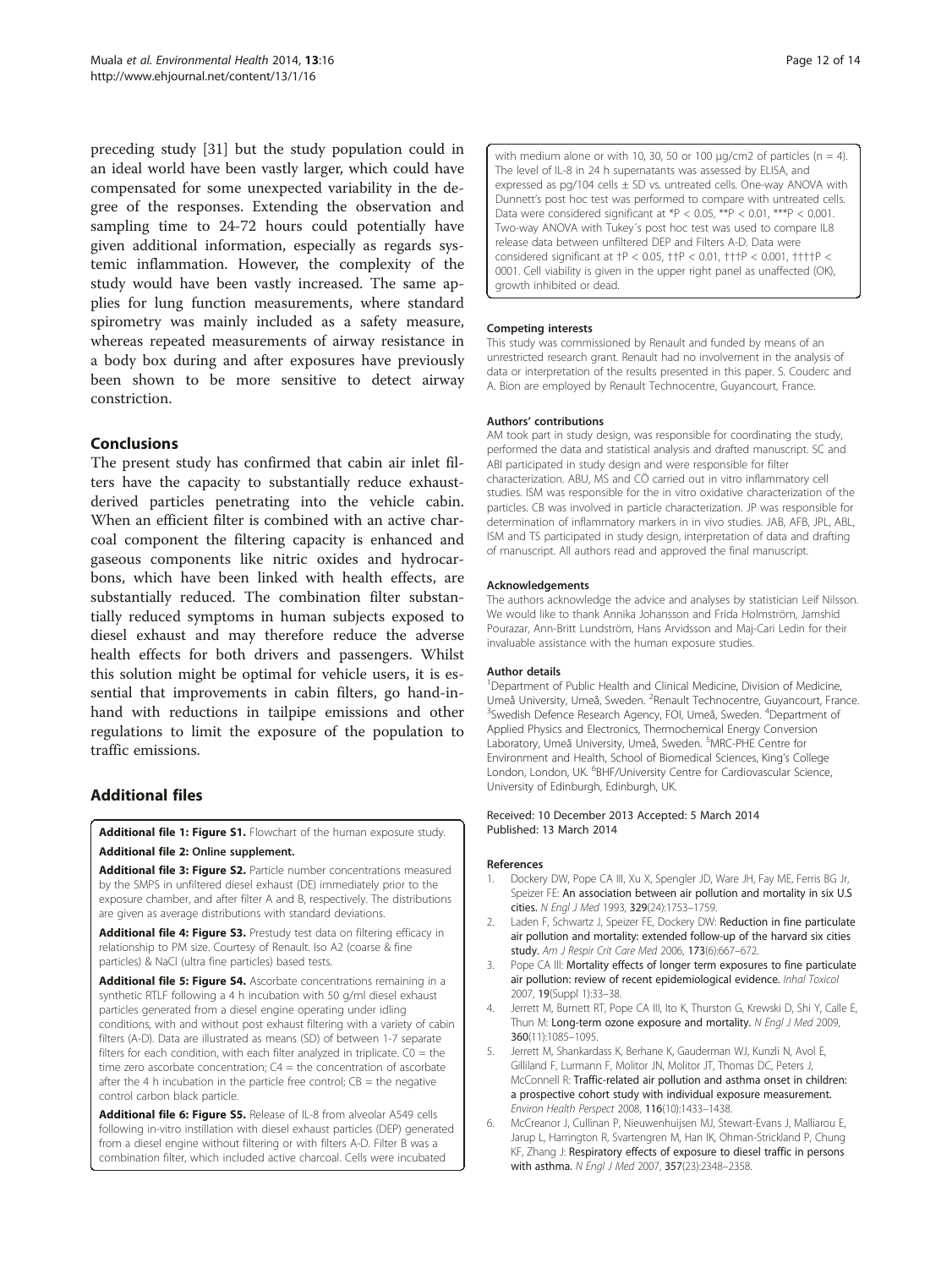preceding study [31] but the study population could in an ideal world have been vastly larger, which could have compensated for some unexpected variability in the degree of the responses. Extending the observation and sampling time to 24-72 hours could potentially have given additional information, especially as regards systemic inflammation. However, the complexity of the study would have been vastly increased. The same applies for lung function measurements, where standard spirometry was mainly included as a safety measure, whereas repeated measurements of airway resistance in a body box during and after exposures have previously been shown to be more sensitive to detect airway constriction.

## Conclusions

The present study has confirmed that cabin air inlet filters have the capacity to substantially reduce exhaust-derived particles penetrating into the vehicle cabin. When an efficient filter is combined with an active charcoal component the filtering capacity is enhanced and gaseous components like nitric oxides and hydrocarbons, which have been linked with health effects, are substantially reduced. The combination filter substantially reduced symptoms in human subjects exposed to diesel exhaust and may therefore reduce the adverse health effects for both drivers and passengers. Whilst this solution might be optimal for vehicle users, it is essential that improvements in cabin filters, go hand-in-hand with reductions in tailpipe emissions and other regulations to limit the exposure of the population to traffic emissions.

## Additional files

**Additional file 1: Figure S1.** Flowchart of the human exposure study.

**Additional file 2: Online supplement.**

**Additional file 3: Figure S2.** Particle number concentrations measured by the SMPS in unfiltered diesel exhaust (DE) immediately prior to the exposure chamber, and after filter A and B, respectively. The distributions are given as average distributions with standard deviations.

**Additional file 4: Figure S3.** Prestudy test data on filtering efficacy in relationship to PM size. Courtesy of Renault. Iso A2 (coarse & fine particles) & NaCl (ultra fine particles) based tests.

**Additional file 5: Figure S4.** Ascorbate concentrations remaining in a synthetic RTLF following a 4 h incubation with 50 g/ml diesel exhaust particles generated from a diesel engine operating under idling conditions, with and without post exhaust filtering with a variety of cabin filters (A-D). Data are illustrated as means (SD) of between 1-7 separate filters for each condition, with each filter analyzed in triplicate. C0 = the time zero ascorbate concentration; C4 = the concentration of ascorbate after the 4 h incubation in the particle free control; CB = the negative control carbon black particle.

**Additional file 6: Figure S5.** Release of IL-8 from alveolar A549 cells following in-vitro instillation with diesel exhaust particles (DEP) generated from a diesel engine without filtering or with filters A-D. Filter B was a combination filter, which included active charcoal. Cells were incubated with medium alone or with 10, 30, 50 or 100 μg/cm2 of particles (n = 4). The level of IL-8 in 24 h supernatants was assessed by ELISA, and expressed as pg/104 cells ± SD vs. untreated cells. One-way ANOVA with Dunnett's post hoc test was performed to compare with untreated cells. Data were considered significant at *P < 0.05, **P < 0.01, ***P < 0.001. Two-way ANOVA with Tukey´s post hoc test was used to compare IL8 release data between unfiltered DEP and Filters A-D. Data were considered significant at †P < 0.05, ††P < 0.01, †††P < 0.001, ††††P < 0001. Cell viability is given in the upper right panel as unaffected (OK), growth inhibited or dead.

#### Competing interests

This study was commissioned by Renault and funded by means of an unrestricted research grant. Renault had no involvement in the analysis of data or interpretation of the results presented in this paper. S. Couderc and A. Bion are employed by Renault Technocentre, Guyancourt, France.

#### Authors' contributions

AM took part in study design, was responsible for coordinating the study, performed the data and statistical analysis and drafted manuscript. SC and ABI participated in study design and were responsible for filter characterization. ABU, MS and CÖ carried out in vitro inflammatory cell studies. ISM was responsible for the in vitro oxidative characterization of the particles. CB was involved in particle characterization. JP was responsible for determination of inflammatory markers in in vivo studies. JAB, AFB, JPL, ABL, ISM and TS participated in study design, interpretation of data and drafting of manuscript. All authors read and approved the final manuscript.

#### Acknowledgements

The authors acknowledge the advice and analyses by statistician Leif Nilsson. We would like to thank Annika Johansson and Frida Holmström, Jamshid Pourazar, Ann-Britt Lundström, Hans Arvidsson and Maj-Cari Ledin for their invaluable assistance with the human exposure studies.

#### Author details

[1]Department of Public Health and Clinical Medicine, Division of Medicine, Umeå University, Umeå, Sweden. [2]Renault Technocentre, Guyancourt, France. [3]Swedish Defence Research Agency, FOI, Umeå, Sweden. [4]Department of Applied Physics and Electronics, Thermochemical Energy Conversion Laboratory, Umeå University, Umeå, Sweden. [5]MRC-PHE Centre for Environment and Health, School of Biomedical Sciences, King's College London, London, UK. [6]BHF/University Centre for Cardiovascular Science, University of Edinburgh, Edinburgh, UK.

Received: 10 December 2013 Accepted: 5 March 2014
Published: 13 March 2014

#### References

1. Dockery DW, Pope CA III, Xu X, Spengler JD, Ware JH, Fay ME, Ferris BG Jr, Speizer FE: **An association between air pollution and mortality in six U.S cities.** *N Engl J Med* 1993, **329**(24):1753–1759.
2. Laden F, Schwartz J, Speizer FE, Dockery DW: **Reduction in fine particulate air pollution and mortality: extended follow-up of the harvard six cities study.** *Am J Respir Crit Care Med* 2006, **173**(6):667–672.
3. Pope CA III: **Mortality effects of longer term exposures to fine particulate air pollution: review of recent epidemiological evidence.** *Inhal Toxicol* 2007, **19**(Suppl 1):33–38.
4. Jerrett M, Burnett RT, Pope CA III, Ito K, Thurston G, Krewski D, Shi Y, Calle E, Thun M: **Long-term ozone exposure and mortality.** *N Engl J Med* 2009, **360**(11):1085–1095.
5. Jerrett M, Shankardass K, Berhane K, Gauderman WJ, Kunzli N, Avol E, Gilliland F, Lurmann F, Molitor JN, Molitor JT, Thomas DC, Peters J, McConnell R: **Traffic-related air pollution and asthma onset in children: a prospective cohort study with individual exposure measurement.** *Environ Health Perspect* 2008, **116**(10):1433–1438.
6. McCreanor J, Cullinan P, Nieuwenhuijsen MJ, Stewart-Evans J, Malliarou E, Jarup L, Harrington R, Svartengren M, Han IK, Ohman-Strickland P, Chung KF, Zhang J: **Respiratory effects of exposure to diesel traffic in persons with asthma.** *N Engl J Med* 2007, **357**(23):2348–2358.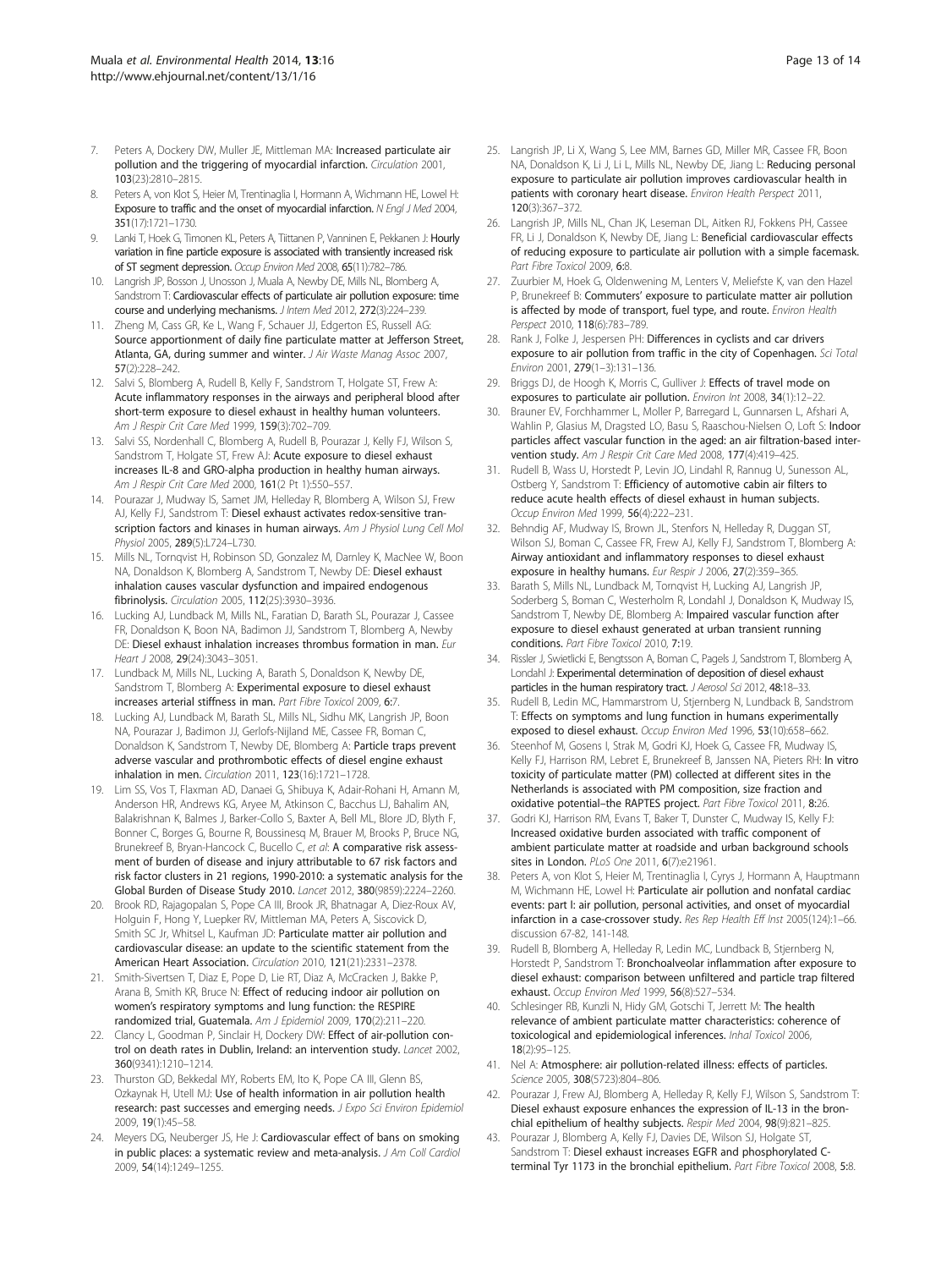7. Peters A, Dockery DW, Muller JE, Mittleman MA: **Increased particulate air pollution and the triggering of myocardial infarction.** *Circulation* 2001, **103**(23):2810–2815.
8. Peters A, von Klot S, Heier M, Trentinaglia I, Hormann A, Wichmann HE, Lowel H: **Exposure to traffic and the onset of myocardial infarction.** *N Engl J Med* 2004, **351**(17):1721–1730.
9. Lanki T, Hoek G, Timonen KL, Peters A, Tiittanen P, Vanninen E, Pekkanen J: **Hourly variation in fine particle exposure is associated with transiently increased risk of ST segment depression.** *Occup Environ Med* 2008, **65**(11):782–786.
10. Langrish JP, Bosson J, Unosson J, Muala A, Newby DE, Mills NL, Blomberg A, Sandstrom T: **Cardiovascular effects of particulate air pollution exposure: time course and underlying mechanisms.** *J Intern Med* 2012, **272**(3):224–239.
11. Zheng M, Cass GR, Ke L, Wang F, Schauer JJ, Edgerton ES, Russell AG: **Source apportionment of daily fine particulate matter at Jefferson Street, Atlanta, GA, during summer and winter.** *J Air Waste Manag Assoc* 2007, **57**(2):228–242.
12. Salvi S, Blomberg A, Rudell B, Kelly F, Sandstrom T, Holgate ST, Frew A: **Acute inflammatory responses in the airways and peripheral blood after short-term exposure to diesel exhaust in healthy human volunteers.** *Am J Respir Crit Care Med* 1999, **159**(3):702–709.
13. Salvi SS, Nordenhall C, Blomberg A, Rudell B, Pourazar J, Kelly FJ, Wilson S, Sandstrom T, Holgate ST, Frew AJ: **Acute exposure to diesel exhaust increases IL-8 and GRO-alpha production in healthy human airways.** *Am J Respir Crit Care Med* 2000, **161**(2 Pt 1):550–557.
14. Pourazar J, Mudway IS, Samet JM, Helleday R, Blomberg A, Wilson SJ, Frew AJ, Kelly FJ, Sandstrom T: **Diesel exhaust activates redox-sensitive transcription factors and kinases in human airways.** *Am J Physiol Lung Cell Mol Physiol* 2005, **289**(5):L724–L730.
15. Mills NL, Tornqvist H, Robinson SD, Gonzalez M, Darnley K, MacNee W, Boon NA, Donaldson K, Blomberg A, Sandstrom T, Newby DE: **Diesel exhaust inhalation causes vascular dysfunction and impaired endogenous fibrinolysis.** *Circulation* 2005, **112**(25):3930–3936.
16. Lucking AJ, Lundback M, Mills NL, Faratian D, Barath SL, Pourazar J, Cassee FR, Donaldson K, Boon NA, Badimon JJ, Sandstrom T, Blomberg A, Newby DE: **Diesel exhaust inhalation increases thrombus formation in man.** *Eur Heart J* 2008, **29**(24):3043–3051.
17. Lundback M, Mills NL, Lucking A, Barath S, Donaldson K, Newby DE, Sandstrom T, Blomberg A: **Experimental exposure to diesel exhaust increases arterial stiffness in man.** *Part Fibre Toxicol* 2009, **6**:7.
18. Lucking AJ, Lundback M, Barath SL, Mills NL, Sidhu MK, Langrish JP, Boon NA, Pourazar J, Badimon JJ, Gerlofs-Nijland ME, Cassee FR, Boman C, Donaldson K, Sandstrom T, Newby DE, Blomberg A: **Particle traps prevent adverse vascular and prothrombotic effects of diesel engine exhaust inhalation in men.** *Circulation* 2011, **123**(16):1721–1728.
19. Lim SS, Vos T, Flaxman AD, Danaei G, Shibuya K, Adair-Rohani H, Amann M, Anderson HR, Andrews KG, Aryee M, Atkinson C, Bacchus LJ, Bahalim AN, Balakrishnan K, Balmes J, Barker-Collo S, Baxter A, Bell ML, Blore JD, Blyth F, Bonner C, Borges G, Bourne R, Boussinesq M, Brauer M, Brooks P, Bruce NG, Brunekreef B, Bryan-Hancock C, Bucello C, *et al*: **A comparative risk assessment of burden of disease and injury attributable to 67 risk factors and risk factor clusters in 21 regions, 1990-2010: a systematic analysis for the Global Burden of Disease Study 2010.** *Lancet* 2012, **380**(9859):2224–2260.
20. Brook RD, Rajagopalan S, Pope CA III, Brook JR, Bhatnagar A, Diez-Roux AV, Holguin F, Hong Y, Luepker RV, Mittleman MA, Peters A, Siscovick D, Smith SC Jr, Whitsel L, Kaufman JD: **Particulate matter air pollution and cardiovascular disease: an update to the scientific statement from the American Heart Association.** *Circulation* 2010, **121**(21):2331–2378.
21. Smith-Sivertsen T, Diaz E, Pope D, Lie RT, Diaz A, McCracken J, Bakke P, Arana B, Smith KR, Bruce N: **Effect of reducing indoor air pollution on women's respiratory symptoms and lung function: the RESPIRE randomized trial, Guatemala.** *Am J Epidemiol* 2009, **170**(2):211–220.
22. Clancy L, Goodman P, Sinclair H, Dockery DW: **Effect of air-pollution control on death rates in Dublin, Ireland: an intervention study.** *Lancet* 2002, **360**(9341):1210–1214.
23. Thurston GD, Bekkedal MY, Roberts EM, Ito K, Pope CA III, Glenn BS, Ozkaynak H, Utell MJ: **Use of health information in air pollution health research: past successes and emerging needs.** *J Expo Sci Environ Epidemiol* 2009, **19**(1):45–58.
24. Meyers DG, Neuberger JS, He J: **Cardiovascular effect of bans on smoking in public places: a systematic review and meta-analysis.** *J Am Coll Cardiol* 2009, **54**(14):1249–1255.
25. Langrish JP, Li X, Wang S, Lee MM, Barnes GD, Miller MR, Cassee FR, Boon NA, Donaldson K, Li J, Li L, Mills NL, Newby DE, Jiang L: **Reducing personal exposure to particulate air pollution improves cardiovascular health in patients with coronary heart disease.** *Environ Health Perspect* 2011, **120**(3):367–372.
26. Langrish JP, Mills NL, Chan JK, Leseman DL, Aitken RJ, Fokkens PH, Cassee FR, Li J, Donaldson K, Newby DE, Jiang L: **Beneficial cardiovascular effects of reducing exposure to particulate air pollution with a simple facemask.** *Part Fibre Toxicol* 2009, **6**:8.
27. Zuurbier M, Hoek G, Oldenwening M, Lenters V, Meliefste K, van den Hazel P, Brunekreef B: **Commuters' exposure to particulate matter air pollution is affected by mode of transport, fuel type, and route.** *Environ Health Perspect* 2010, **118**(6):783–789.
28. Rank J, Folke J, Jespersen PH: **Differences in cyclists and car drivers exposure to air pollution from traffic in the city of Copenhagen.** *Sci Total Environ* 2001, **279**(1–3):131–136.
29. Briggs DJ, de Hoogh K, Morris C, Gulliver J: **Effects of travel mode on exposures to particulate air pollution.** *Environ Int* 2008, **34**(1):12–22.
30. Brauner EV, Forchhammer L, Moller P, Barregard L, Gunnarsen L, Afshari A, Wahlin P, Glasius M, Dragsted LO, Basu S, Raaschou-Nielsen O, Loft S: **Indoor particles affect vascular function in the aged: an air filtration-based intervention study.** *Am J Respir Crit Care Med* 2008, **177**(4):419–425.
31. Rudell B, Wass U, Horstedt P, Levin JO, Lindahl R, Rannug U, Sunesson AL, Ostberg Y, Sandstrom T: **Efficiency of automotive cabin air filters to reduce acute health effects of diesel exhaust in human subjects.** *Occup Environ Med* 1999, **56**(4):222–231.
32. Behndig AF, Mudway IS, Brown JL, Stenfors N, Helleday R, Duggan ST, Wilson SJ, Boman C, Cassee FR, Frew AJ, Kelly FJ, Sandstrom T, Blomberg A: **Airway antioxidant and inflammatory responses to diesel exhaust exposure in healthy humans.** *Eur Respir J* 2006, **27**(2):359–365.
33. Barath S, Mills NL, Lundback M, Tornqvist H, Lucking AJ, Langrish JP, Soderberg S, Boman C, Westerholm R, Londahl J, Donaldson K, Mudway IS, Sandstrom T, Newby DE, Blomberg A: **Impaired vascular function after exposure to diesel exhaust generated at urban transient running conditions.** *Part Fibre Toxicol* 2010, **7**:19.
34. Rissler J, Swietlicki E, Bengtsson A, Boman C, Pagels J, Sandstrom T, Blomberg A, Londahl J: **Experimental determination of deposition of diesel exhaust particles in the human respiratory tract.** *J Aerosol Sci* 2012, **48**:18–33.
35. Rudell B, Ledin MC, Hammarstrom U, Stjernberg N, Lundback B, Sandstrom T: **Effects on symptoms and lung function in humans experimentally exposed to diesel exhaust.** *Occup Environ Med* 1996, **53**(10):658–662.
36. Steenhof M, Gosens I, Strak M, Godri KJ, Hoek G, Cassee FR, Mudway IS, Kelly FJ, Harrison RM, Lebret E, Brunekreef B, Janssen NA, Pieters RH: **In vitro toxicity of particulate matter (PM) collected at different sites in the Netherlands is associated with PM composition, size fraction and oxidative potential–the RAPTES project.** *Part Fibre Toxicol* 2011, **8**:26.
37. Godri KJ, Harrison RM, Evans T, Baker T, Dunster C, Mudway IS, Kelly FJ: **Increased oxidative burden associated with traffic component of ambient particulate matter at roadside and urban background schools sites in London.** *PLoS One* 2011, **6**(7):e21961.
38. Peters A, von Klot S, Heier M, Trentinaglia I, Cyrys J, Hormann A, Hauptmann M, Wichmann HE, Lowel H: **Particulate air pollution and nonfatal cardiac events: part I: air pollution, personal activities, and onset of myocardial infarction in a case-crossover study.** *Res Rep Health Eff Inst* 2005(124):1–66. discussion 67-82, 141-148.
39. Rudell B, Blomberg A, Helleday R, Ledin MC, Lundback B, Stjernberg N, Horstedt P, Sandstrom T: **Bronchoalveolar inflammation after exposure to diesel exhaust: comparison between unfiltered and particle trap filtered exhaust.** *Occup Environ Med* 1999, **56**(8):527–534.
40. Schlesinger RB, Kunzli N, Hidy GM, Gotschi T, Jerrett M: **The health relevance of ambient particulate matter characteristics: coherence of toxicological and epidemiological inferences.** *Inhal Toxicol* 2006, **18**(2):95–125.
41. Nel A: **Atmosphere: air pollution-related illness: effects of particles.** *Science* 2005, **308**(5723):804–806.
42. Pourazar J, Frew AJ, Blomberg A, Helleday R, Kelly FJ, Wilson S, Sandstrom T: **Diesel exhaust exposure enhances the expression of IL-13 in the bronchial epithelium of healthy subjects.** *Respir Med* 2004, **98**(9):821–825.
43. Pourazar J, Blomberg A, Kelly FJ, Davies DE, Wilson SJ, Holgate ST, Sandstrom T: **Diesel exhaust increases EGFR and phosphorylated C-terminal Tyr 1173 in the bronchial epithelium.** *Part Fibre Toxicol* 2008, **5**:8.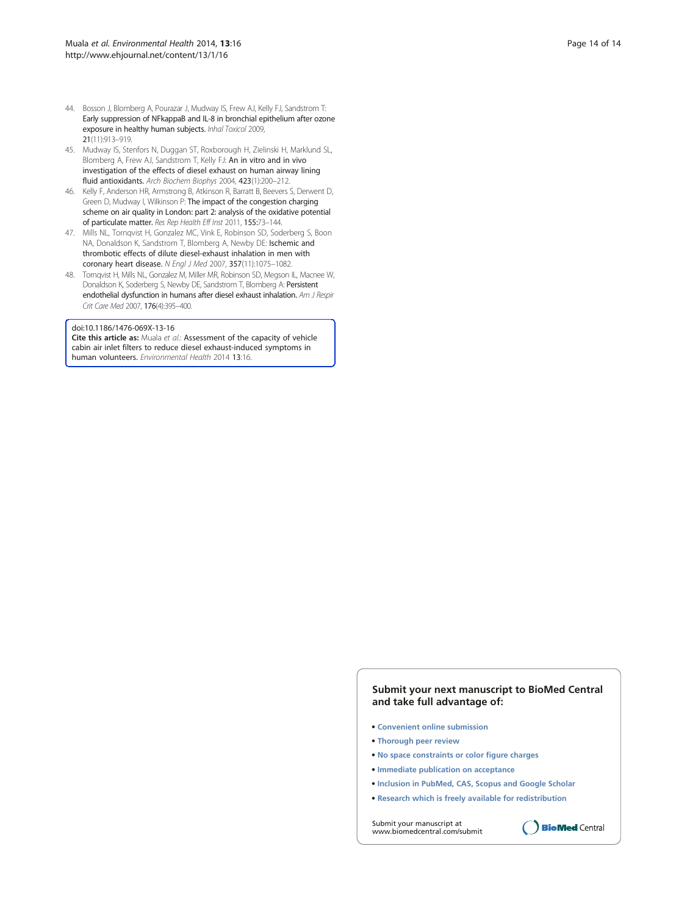44. Bosson J, Blomberg A, Pourazar J, Mudway IS, Frew AJ, Kelly FJ, Sandstrom T: **Early suppression of NFkappaB and IL-8 in bronchial epithelium after ozone exposure in healthy human subjects.** *Inhal Toxicol* 2009, **21**(11):913–919.
45. Mudway IS, Stenfors N, Duggan ST, Roxborough H, Zielinski H, Marklund SL, Blomberg A, Frew AJ, Sandstrom T, Kelly FJ: **An in vitro and in vivo investigation of the effects of diesel exhaust on human airway lining fluid antioxidants.** *Arch Biochem Biophys* 2004, **423**(1):200–212.
46. Kelly F, Anderson HR, Armstrong B, Atkinson R, Barratt B, Beevers S, Derwent D, Green D, Mudway I, Wilkinson P: **The impact of the congestion charging scheme on air quality in London: part 2: analysis of the oxidative potential of particulate matter.** *Res Rep Health Eff Inst* 2011, **155**:73–144.
47. Mills NL, Tornqvist H, Gonzalez MC, Vink E, Robinson SD, Soderberg S, Boon NA, Donaldson K, Sandstrom T, Blomberg A, Newby DE: **Ischemic and thrombotic effects of dilute diesel-exhaust inhalation in men with coronary heart disease.** *N Engl J Med* 2007, **357**(11):1075–1082.
48. Tornqvist H, Mills NL, Gonzalez M, Miller MR, Robinson SD, Megson IL, Macnee W, Donaldson K, Soderberg S, Newby DE, Sandstrom T, Blomberg A: **Persistent endothelial dysfunction in humans after diesel exhaust inhalation.** *Am J Respir Crit Care Med* 2007, **176**(4):395–400.

doi:10.1186/1476-069X-13-16
**Cite this article as:** Muala *et al.*: Assessment of the capacity of vehicle cabin air inlet filters to reduce diesel exhaust-induced symptoms in human volunteers. *Environmental Health* 2014 **13**:16.

**Submit your next manuscript to BioMed Central and take full advantage of:**

- **Convenient online submission**
- **Thorough peer review**
- **No space constraints or color figure charges**
- **Immediate publication on acceptance**
- **Inclusion in PubMed, CAS, Scopus and Google Scholar**
- **Research which is freely available for redistribution**

Submit your manuscript at
www.biomedcentral.com/submit

BioMed Central